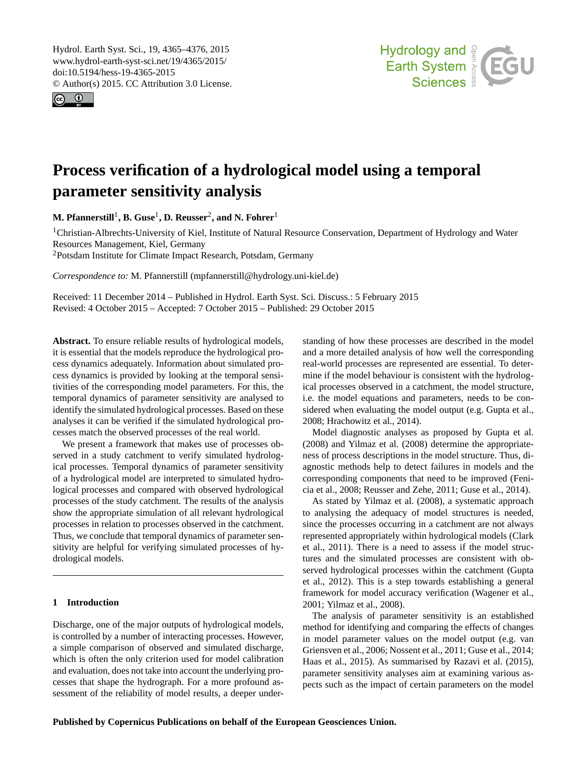# Process verification of a hydrological model using a temporal parameter sensitivity analysis

**M. Pfannerstill[1], B. Guse[1], D. Reusser[2], and N. Fohrer[1]**

[1]Christian-Albrechts-University of Kiel, Institute of Natural Resource Conservation, Department of Hydrology and Water Resources Management, Kiel, Germany

[2]Potsdam Institute for Climate Impact Research, Potsdam, Germany

*Correspondence to:* M. Pfannerstill (mpfannerstill@hydrology.uni-kiel.de)

Received: 11 December 2014 – Published in Hydrol. Earth Syst. Sci. Discuss.: 5 February 2015
Revised: 4 October 2015 – Accepted: 7 October 2015 – Published: 29 October 2015

**Abstract.** To ensure reliable results of hydrological models, it is essential that the models reproduce the hydrological process dynamics adequately. Information about simulated process dynamics is provided by looking at the temporal sensitivities of the corresponding model parameters. For this, the temporal dynamics of parameter sensitivity are analysed to identify the simulated hydrological processes. Based on these analyses it can be verified if the simulated hydrological processes match the observed processes of the real world.

We present a framework that makes use of processes observed in a study catchment to verify simulated hydrological processes. Temporal dynamics of parameter sensitivity of a hydrological model are interpreted to simulated hydrological processes and compared with observed hydrological processes of the study catchment. The results of the analysis show the appropriate simulation of all relevant hydrological processes in relation to processes observed in the catchment. Thus, we conclude that temporal dynamics of parameter sensitivity are helpful for verifying simulated processes of hydrological models.

## 1 Introduction

Discharge, one of the major outputs of hydrological models, is controlled by a number of interacting processes. However, a simple comparison of observed and simulated discharge, which is often the only criterion used for model calibration and evaluation, does not take into account the underlying processes that shape the hydrograph. For a more profound assessment of the reliability of model results, a deeper understanding of how these processes are described in the model and a more detailed analysis of how well the corresponding real-world processes are represented are essential. To determine if the model behaviour is consistent with the hydrological processes observed in a catchment, the model structure, i.e. the model equations and parameters, needs to be considered when evaluating the model output (e.g. Gupta et al., 2008; Hrachowitz et al., 2014).

Model diagnostic analyses as proposed by Gupta et al. (2008) and Yilmaz et al. (2008) determine the appropriateness of process descriptions in the model structure. Thus, diagnostic methods help to detect failures in models and the corresponding components that need to be improved (Fenicia et al., 2008; Reusser and Zehe, 2011; Guse et al., 2014).

As stated by Yilmaz et al. (2008), a systematic approach to analysing the adequacy of model structures is needed, since the processes occurring in a catchment are not always represented appropriately within hydrological models (Clark et al., 2011). There is a need to assess if the model structures and the simulated processes are consistent with observed hydrological processes within the catchment (Gupta et al., 2012). This is a step towards establishing a general framework for model accuracy verification (Wagener et al., 2001; Yilmaz et al., 2008).

The analysis of parameter sensitivity is an established method for identifying and comparing the effects of changes in model parameter values on the model output (e.g. van Griensven et al., 2006; Nossent et al., 2011; Guse et al., 2014; Haas et al., 2015). As summarised by Razavi et al. (2015), parameter sensitivity analyses aim at examining various aspects such as the impact of certain parameters on the model

Published by Copernicus Publications on behalf of the European Geosciences Union.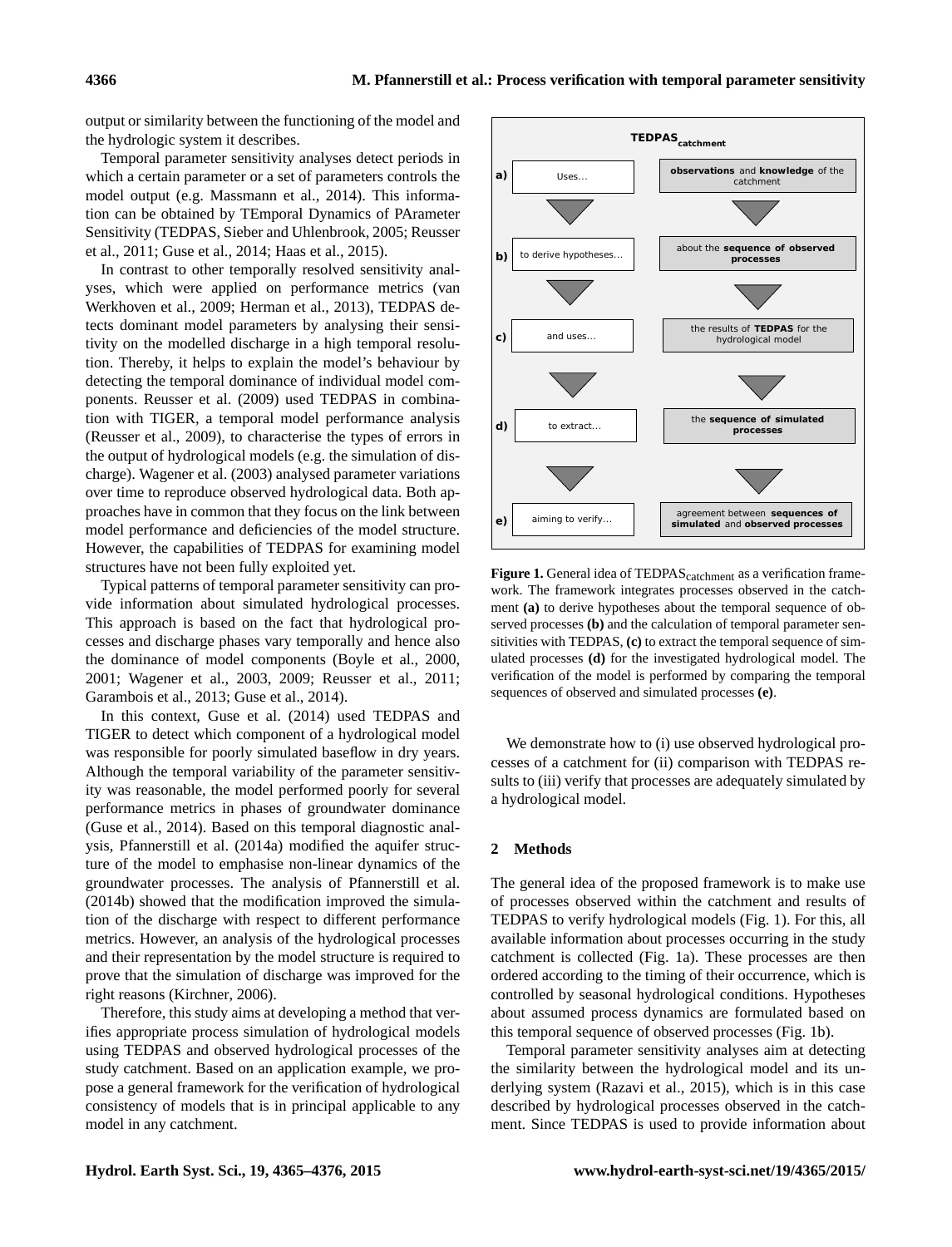output or similarity between the functioning of the model and the hydrologic system it describes.

Temporal parameter sensitivity analyses detect periods in which a certain parameter or a set of parameters controls the model output (e.g. Massmann et al., 2014). This information can be obtained by TEmporal Dynamics of PArameter Sensitivity (TEDPAS, Sieber and Uhlenbrook, 2005; Reusser et al., 2011; Guse et al., 2014; Haas et al., 2015).

In contrast to other temporally resolved sensitivity analyses, which were applied on performance metrics (van Werkhoven et al., 2009; Herman et al., 2013), TEDPAS detects dominant model parameters by analysing their sensitivity on the modelled discharge in a high temporal resolution. Thereby, it helps to explain the model's behaviour by detecting the temporal dominance of individual model components. Reusser et al. (2009) used TEDPAS in combination with TIGER, a temporal model performance analysis (Reusser et al., 2009), to characterise the types of errors in the output of hydrological models (e.g. the simulation of discharge). Wagener et al. (2003) analysed parameter variations over time to reproduce observed hydrological data. Both approaches have in common that they focus on the link between model performance and deficiencies of the model structure. However, the capabilities of TEDPAS for examining model structures have not been fully exploited yet.

Typical patterns of temporal parameter sensitivity can provide information about simulated hydrological processes. This approach is based on the fact that hydrological processes and discharge phases vary temporally and hence also the dominance of model components (Boyle et al., 2000, 2001; Wagener et al., 2003, 2009; Reusser et al., 2011; Garambois et al., 2013; Guse et al., 2014).

In this context, Guse et al. (2014) used TEDPAS and TIGER to detect which component of a hydrological model was responsible for poorly simulated baseflow in dry years. Although the temporal variability of the parameter sensitivity was reasonable, the model performed poorly for several performance metrics in phases of groundwater dominance (Guse et al., 2014). Based on this temporal diagnostic analysis, Pfannerstill et al. (2014a) modified the aquifer structure of the model to emphasise non-linear dynamics of the groundwater processes. The analysis of Pfannerstill et al. (2014b) showed that the modification improved the simulation of the discharge with respect to different performance metrics. However, an analysis of the hydrological processes and their representation by the model structure is required to prove that the simulation of discharge was improved for the right reasons (Kirchner, 2006).

Therefore, this study aims at developing a method that verifies appropriate process simulation of hydrological models using TEDPAS and observed hydrological processes of the study catchment. Based on an application example, we propose a general framework for the verification of hydrological consistency of models that is in principal applicable to any model in any catchment.

**TEDPAS$_{catchment}$**

| | | |
|---|---|---|
| a) | Uses... | **observations** and **knowledge** of the catchment |
| b) | to derive hypotheses... | about the **sequence of observed processes** |
| c) | and uses... | the results of **TEDPAS** for the hydrological model |
| d) | to extract... | the **sequence of simulated processes** |
| e) | aiming to verify... | agreement between **sequences of simulated** and **observed processes** |

**Figure 1.** General idea of TEDPAS$_{catchment}$ as a verification framework. The framework integrates processes observed in the catchment **(a)** to derive hypotheses about the temporal sequence of observed processes **(b)** and the calculation of temporal parameter sensitivities with TEDPAS, **(c)** to extract the temporal sequence of simulated processes **(d)** for the investigated hydrological model. The verification of the model is performed by comparing the temporal sequences of observed and simulated processes **(e)**.

We demonstrate how to (i) use observed hydrological processes of a catchment for (ii) comparison with TEDPAS results to (iii) verify that processes are adequately simulated by a hydrological model.

## 2 Methods

The general idea of the proposed framework is to make use of processes observed within the catchment and results of TEDPAS to verify hydrological models (Fig. 1). For this, all available information about processes occurring in the study catchment is collected (Fig. 1a). These processes are then ordered according to the timing of their occurrence, which is controlled by seasonal hydrological conditions. Hypotheses about assumed process dynamics are formulated based on this temporal sequence of observed processes (Fig. 1b).

Temporal parameter sensitivity analyses aim at detecting the similarity between the hydrological model and its underlying system (Razavi et al., 2015), which is in this case described by hydrological processes observed in the catchment. Since TEDPAS is used to provide information about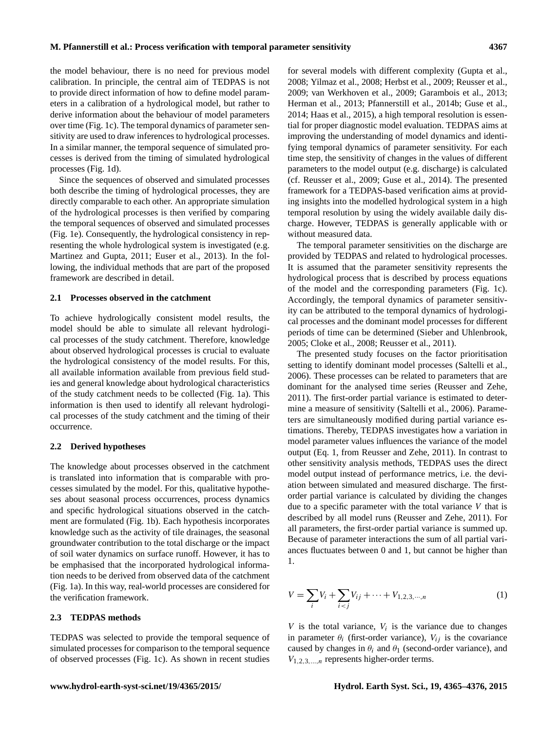the model behaviour, there is no need for previous model calibration. In principle, the central aim of TEDPAS is not to provide direct information of how to define model parameters in a calibration of a hydrological model, but rather to derive information about the behaviour of model parameters over time (Fig. 1c). The temporal dynamics of parameter sensitivity are used to draw inferences to hydrological processes. In a similar manner, the temporal sequence of simulated processes is derived from the timing of simulated hydrological processes (Fig. 1d).

Since the sequences of observed and simulated processes both describe the timing of hydrological processes, they are directly comparable to each other. An appropriate simulation of the hydrological processes is then verified by comparing the temporal sequences of observed and simulated processes (Fig. 1e). Consequently, the hydrological consistency in representing the whole hydrological system is investigated (e.g. Martinez and Gupta, 2011; Euser et al., 2013). In the following, the individual methods that are part of the proposed framework are described in detail.

### 2.1 Processes observed in the catchment

To achieve hydrologically consistent model results, the model should be able to simulate all relevant hydrological processes of the study catchment. Therefore, knowledge about observed hydrological processes is crucial to evaluate the hydrological consistency of the model results. For this, all available information available from previous field studies and general knowledge about hydrological characteristics of the study catchment needs to be collected (Fig. 1a). This information is then used to identify all relevant hydrological processes of the study catchment and the timing of their occurrence.

### 2.2 Derived hypotheses

The knowledge about processes observed in the catchment is translated into information that is comparable with processes simulated by the model. For this, qualitative hypotheses about seasonal process occurrences, process dynamics and specific hydrological situations observed in the catchment are formulated (Fig. 1b). Each hypothesis incorporates knowledge such as the activity of tile drainages, the seasonal groundwater contribution to the total discharge or the impact of soil water dynamics on surface runoff. However, it has to be emphasised that the incorporated hydrological information needs to be derived from observed data of the catchment (Fig. 1a). In this way, real-world processes are considered for the verification framework.

### 2.3 TEDPAS methods

TEDPAS was selected to provide the temporal sequence of simulated processes for comparison to the temporal sequence of observed processes (Fig. 1c). As shown in recent studies for several models with different complexity (Gupta et al., 2008; Yilmaz et al., 2008; Herbst et al., 2009; Reusser et al., 2009; van Werkhoven et al., 2009; Garambois et al., 2013; Herman et al., 2013; Pfannerstill et al., 2014b; Guse et al., 2014; Haas et al., 2015), a high temporal resolution is essential for proper diagnostic model evaluation. TEDPAS aims at improving the understanding of model dynamics and identifying temporal dynamics of parameter sensitivity. For each time step, the sensitivity of changes in the values of different parameters to the model output (e.g. discharge) is calculated (cf. Reusser et al., 2009; Guse et al., 2014). The presented framework for a TEDPAS-based verification aims at providing insights into the modelled hydrological system in a high temporal resolution by using the widely available daily discharge. However, TEDPAS is generally applicable with or without measured data.

The temporal parameter sensitivities on the discharge are provided by TEDPAS and related to hydrological processes. It is assumed that the parameter sensitivity represents the hydrological process that is described by process equations of the model and the corresponding parameters (Fig. 1c). Accordingly, the temporal dynamics of parameter sensitivity can be attributed to the temporal dynamics of hydrological processes and the dominant model processes for different periods of time can be determined (Sieber and Uhlenbrook, 2005; Cloke et al., 2008; Reusser et al., 2011).

The presented study focuses on the factor prioritisation setting to identify dominant model processes (Saltelli et al., 2006). These processes can be related to parameters that are dominant for the analysed time series (Reusser and Zehe, 2011). The first-order partial variance is estimated to determine a measure of sensitivity (Saltelli et al., 2006). Parameters are simultaneously modified during partial variance estimations. Thereby, TEDPAS investigates how a variation in model parameter values influences the variance of the model output (Eq. 1, from Reusser and Zehe, 2011). In contrast to other sensitivity analysis methods, TEDPAS uses the direct model output instead of performance metrics, i.e. the deviation between simulated and measured discharge. The first-order partial variance is calculated by dividing the changes due to a specific parameter with the total variance $V$ that is described by all model runs (Reusser and Zehe, 2011). For all parameters, the first-order partial variance is summed up. Because of parameter interactions the sum of all partial variances fluctuates between 0 and 1, but cannot be higher than 1.

$$V = \sum_i V_i + \sum_{i<j} V_{ij} + \cdots + V_{1,2,3,\cdots,n} \tag{1}$$

$V$ is the total variance, $V_i$ is the variance due to changes in parameter $\theta_i$ (first-order variance), $V_{ij}$ is the covariance caused by changes in $\theta_i$ and $\theta_1$ (second-order variance), and $V_{1,2,3,\ldots,n}$ represents higher-order terms.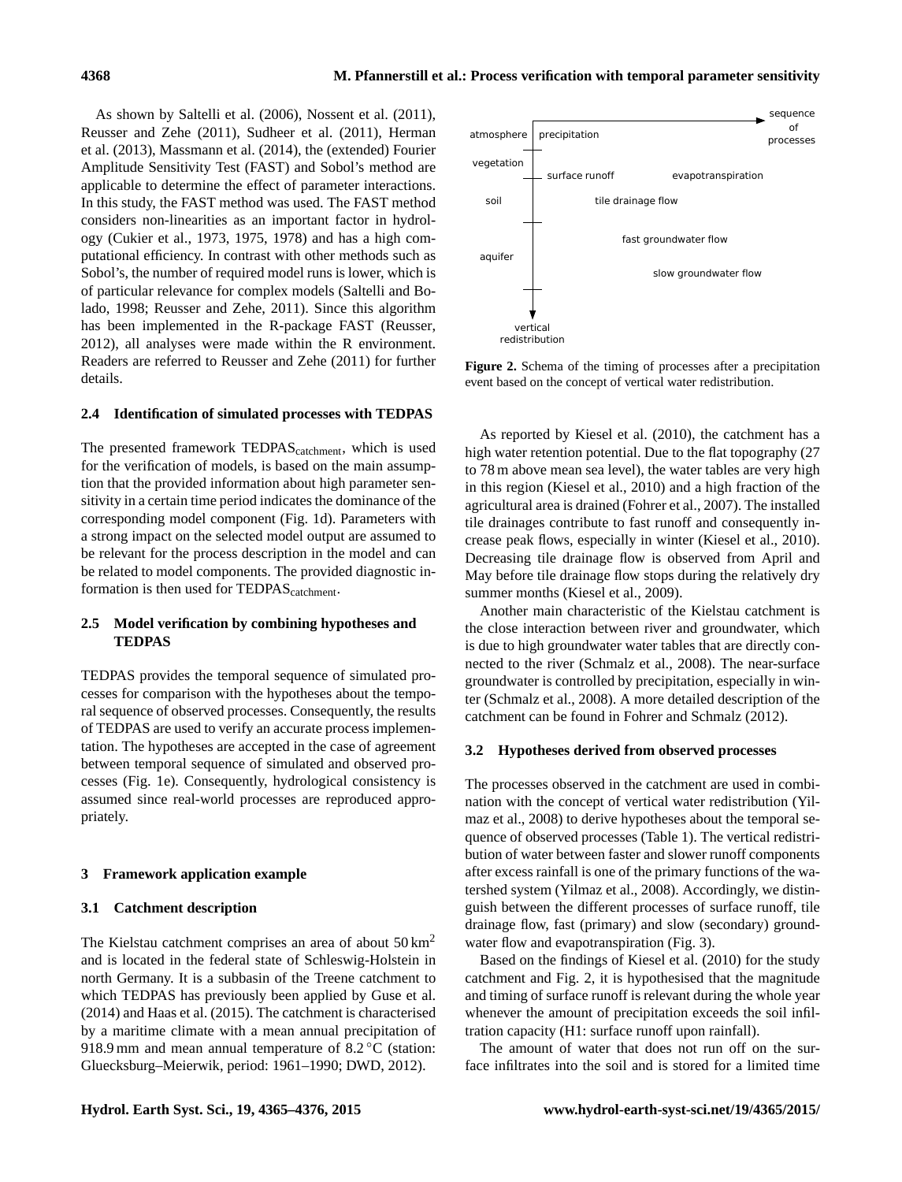As shown by Saltelli et al. (2006), Nossent et al. (2011), Reusser and Zehe (2011), Sudheer et al. (2011), Herman et al. (2013), Massmann et al. (2014), the (extended) Fourier Amplitude Sensitivity Test (FAST) and Sobol's method are applicable to determine the effect of parameter interactions. In this study, the FAST method was used. The FAST method considers non-linearities as an important factor in hydrology (Cukier et al., 1973, 1975, 1978) and has a high computational efficiency. In contrast with other methods such as Sobol's, the number of required model runs is lower, which is of particular relevance for complex models (Saltelli and Bolado, 1998; Reusser and Zehe, 2011). Since this algorithm has been implemented in the R-package FAST (Reusser, 2012), all analyses were made within the R environment. Readers are referred to Reusser and Zehe (2011) for further details.

### 2.4 Identification of simulated processes with TEDPAS

The presented framework $\text{TEDPAS}_{\text{catchment}}$, which is used for the verification of models, is based on the main assumption that the provided information about high parameter sensitivity in a certain time period indicates the dominance of the corresponding model component (Fig. 1d). Parameters with a strong impact on the selected model output are assumed to be relevant for the process description in the model and can be related to model components. The provided diagnostic information is then used for $\text{TEDPAS}_{\text{catchment}}$.

### 2.5 Model verification by combining hypotheses and TEDPAS

TEDPAS provides the temporal sequence of simulated processes for comparison with the hypotheses about the temporal sequence of observed processes. Consequently, the results of TEDPAS are used to verify an accurate process implementation. The hypotheses are accepted in the case of agreement between temporal sequence of simulated and observed processes (Fig. 1e). Consequently, hydrological consistency is assumed since real-world processes are reproduced appropriately.

## 3 Framework application example

### 3.1 Catchment description

The Kielstau catchment comprises an area of about 50 km$^2$ and is located in the federal state of Schleswig-Holstein in north Germany. It is a subbasin of the Treene catchment to which TEDPAS has previously been applied by Guse et al. (2014) and Haas et al. (2015). The catchment is characterised by a maritime climate with a mean annual precipitation of 918.9 mm and mean annual temperature of 8.2 °C (station: Gluecksburg–Meierwik, period: 1961–1990; DWD, 2012).

**Figure 2.** Schema of the timing of processes after a precipitation event based on the concept of vertical water redistribution.

As reported by Kiesel et al. (2010), the catchment has a high water retention potential. Due to the flat topography (27 to 78 m above mean sea level), the water tables are very high in this region (Kiesel et al., 2010) and a high fraction of the agricultural area is drained (Fohrer et al., 2007). The installed tile drainages contribute to fast runoff and consequently increase peak flows, especially in winter (Kiesel et al., 2010). Decreasing tile drainage flow is observed from April and May before tile drainage flow stops during the relatively dry summer months (Kiesel et al., 2009).

Another main characteristic of the Kielstau catchment is the close interaction between river and groundwater, which is due to high groundwater water tables that are directly connected to the river (Schmalz et al., 2008). The near-surface groundwater is controlled by precipitation, especially in winter (Schmalz et al., 2008). A more detailed description of the catchment can be found in Fohrer and Schmalz (2012).

### 3.2 Hypotheses derived from observed processes

The processes observed in the catchment are used in combination with the concept of vertical water redistribution (Yilmaz et al., 2008) to derive hypotheses about the temporal sequence of observed processes (Table 1). The vertical redistribution of water between faster and slower runoff components after excess rainfall is one of the primary functions of the watershed system (Yilmaz et al., 2008). Accordingly, we distinguish between the different processes of surface runoff, tile drainage flow, fast (primary) and slow (secondary) groundwater flow and evapotranspiration (Fig. 3).

Based on the findings of Kiesel et al. (2010) for the study catchment and Fig. 2, it is hypothesised that the magnitude and timing of surface runoff is relevant during the whole year whenever the amount of precipitation exceeds the soil infiltration capacity (H1: surface runoff upon rainfall).

The amount of water that does not run off on the surface infiltrates into the soil and is stored for a limited time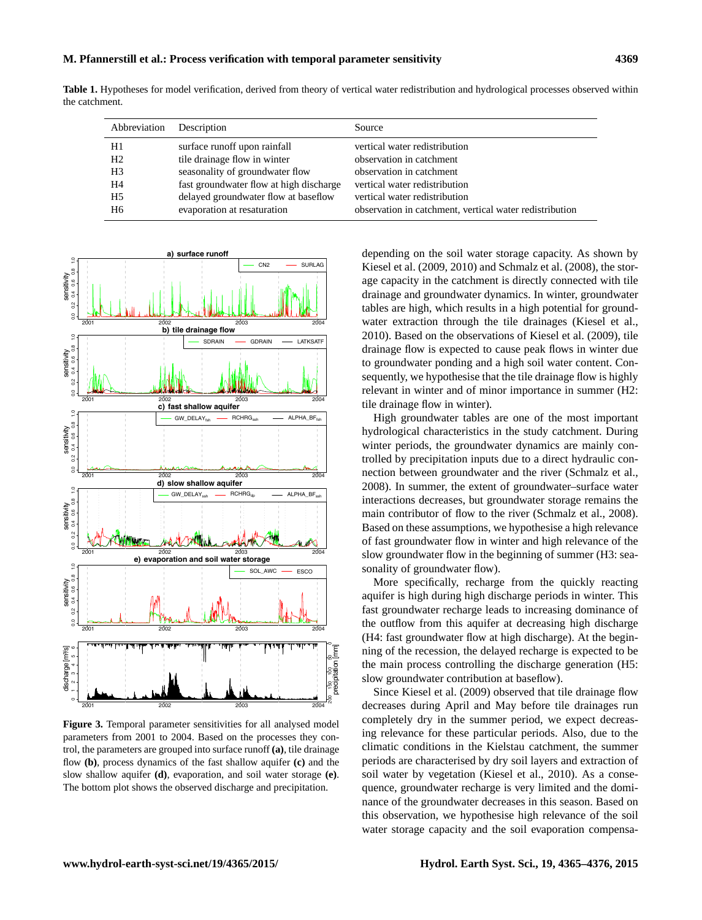**Table 1.** Hypotheses for model verification, derived from theory of vertical water redistribution and hydrological processes observed within the catchment.

| Abbreviation | Description | Source |
|---|---|---|
| H1 | surface runoff upon rainfall | vertical water redistribution |
| H2 | tile drainage flow in winter | observation in catchment |
| H3 | seasonality of groundwater flow | observation in catchment |
| H4 | fast groundwater flow at high discharge | vertical water redistribution |
| H5 | delayed groundwater flow at baseflow | vertical water redistribution |
| H6 | evaporation at resaturation | observation in catchment, vertical water redistribution |

**Figure 3.** Temporal parameter sensitivities for all analysed model parameters from 2001 to 2004. Based on the processes they control, the parameters are grouped into surface runoff **(a)**, tile drainage flow **(b)**, process dynamics of the fast shallow aquifer **(c)** and the slow shallow aquifer **(d)**, evaporation, and soil water storage **(e)**. The bottom plot shows the observed discharge and precipitation.

depending on the soil water storage capacity. As shown by Kiesel et al. (2009, 2010) and Schmalz et al. (2008), the storage capacity in the catchment is directly connected with tile drainage and groundwater dynamics. In winter, groundwater tables are high, which results in a high potential for groundwater extraction through the tile drainages (Kiesel et al., 2010). Based on the observations of Kiesel et al. (2009), tile drainage flow is expected to cause peak flows in winter due to groundwater ponding and a high soil water content. Consequently, we hypothesise that the tile drainage flow is highly relevant in winter and of minor importance in summer (H2: tile drainage flow in winter).

High groundwater tables are one of the most important hydrological characteristics in the study catchment. During winter periods, the groundwater dynamics are mainly controlled by precipitation inputs due to a direct hydraulic connection between groundwater and the river (Schmalz et al., 2008). In summer, the extent of groundwater–surface water interactions decreases, but groundwater storage remains the main contributor of flow to the river (Schmalz et al., 2008). Based on these assumptions, we hypothesise a high relevance of fast groundwater flow in winter and high relevance of the slow groundwater flow in the beginning of summer (H3: seasonality of groundwater flow).

More specifically, recharge from the quickly reacting aquifer is high during high discharge periods in winter. This fast groundwater recharge leads to increasing dominance of the outflow from this aquifer at decreasing high discharge (H4: fast groundwater flow at high discharge). At the beginning of the recession, the delayed recharge is expected to be the main process controlling the discharge generation (H5: slow groundwater contribution at baseflow).

Since Kiesel et al. (2009) observed that tile drainage flow decreases during April and May before tile drainages run completely dry in the summer period, we expect decreasing relevance for these particular periods. Also, due to the climatic conditions in the Kielstau catchment, the summer periods are characterised by dry soil layers and extraction of soil water by vegetation (Kiesel et al., 2010). As a consequence, groundwater recharge is very limited and the dominance of the groundwater decreases in this season. Based on this observation, we hypothesise high relevance of the soil water storage capacity and the soil evaporation compensa-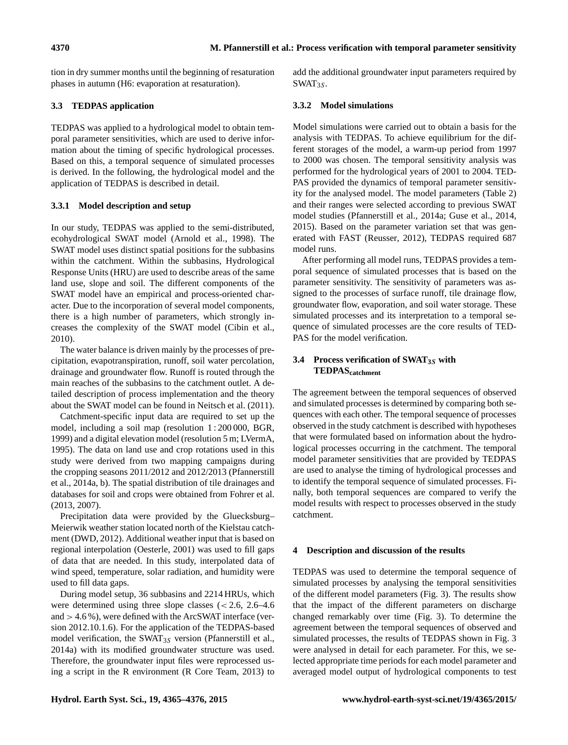tion in dry summer months until the beginning of resaturation phases in autumn (H6: evaporation at resaturation).

### 3.3 TEDPAS application

TEDPAS was applied to a hydrological model to obtain temporal parameter sensitivities, which are used to derive information about the timing of specific hydrological processes. Based on this, a temporal sequence of simulated processes is derived. In the following, the hydrological model and the application of TEDPAS is described in detail.

#### 3.3.1 Model description and setup

In our study, TEDPAS was applied to the semi-distributed, ecohydrological SWAT model (Arnold et al., 1998). The SWAT model uses distinct spatial positions for the subbasins within the catchment. Within the subbasins, Hydrological Response Units (HRU) are used to describe areas of the same land use, slope and soil. The different components of the SWAT model have an empirical and process-oriented character. Due to the incorporation of several model components, there is a high number of parameters, which strongly increases the complexity of the SWAT model (Cibin et al., 2010).

The water balance is driven mainly by the processes of precipitation, evapotranspiration, runoff, soil water percolation, drainage and groundwater flow. Runoff is routed through the main reaches of the subbasins to the catchment outlet. A detailed description of process implementation and the theory about the SWAT model can be found in Neitsch et al. (2011).

Catchment-specific input data are required to set up the model, including a soil map (resolution 1 : 200 000, BGR, 1999) and a digital elevation model (resolution 5 m; LVermA, 1995). The data on land use and crop rotations used in this study were derived from two mapping campaigns during the cropping seasons 2011/2012 and 2012/2013 (Pfannerstill et al., 2014a, b). The spatial distribution of tile drainages and databases for soil and crops were obtained from Fohrer et al. (2013, 2007).

Precipitation data were provided by the Gluecksburg–Meierwik weather station located north of the Kielstau catchment (DWD, 2012). Additional weather input that is based on regional interpolation (Oesterle, 2001) was used to fill gaps of data that are needed. In this study, interpolated data of wind speed, temperature, solar radiation, and humidity were used to fill data gaps.

During model setup, 36 subbasins and 2214 HRUs, which were determined using three slope classes ($<2.6$, 2.6–4.6 and $>4.6$ %), were defined with the ArcSWAT interface (version 2012.10.1.6). For the application of the TEDPAS-based model verification, the SWAT$_{3S}$ version (Pfannerstill et al., 2014a) with its modified groundwater structure was used. Therefore, the groundwater input files were reprocessed using a script in the R environment (R Core Team, 2013) to add the additional groundwater input parameters required by SWAT$_{3S}$.

#### 3.3.2 Model simulations

Model simulations were carried out to obtain a basis for the analysis with TEDPAS. To achieve equilibrium for the different storages of the model, a warm-up period from 1997 to 2000 was chosen. The temporal sensitivity analysis was performed for the hydrological years of 2001 to 2004. TEDPAS provided the dynamics of temporal parameter sensitivity for the analysed model. The model parameters (Table 2) and their ranges were selected according to previous SWAT model studies (Pfannerstill et al., 2014a; Guse et al., 2014, 2015). Based on the parameter variation set that was generated with FAST (Reusser, 2012), TEDPAS required 687 model runs.

After performing all model runs, TEDPAS provides a temporal sequence of simulated processes that is based on the parameter sensitivity. The sensitivity of parameters was assigned to the processes of surface runoff, tile drainage flow, groundwater flow, evaporation, and soil water storage. These simulated processes and its interpretation to a temporal sequence of simulated processes are the core results of TEDPAS for the model verification.

### 3.4 Process verification of SWAT$_{3S}$ with TEDPAS$_{\text{catchment}}$

The agreement between the temporal sequences of observed and simulated processes is determined by comparing both sequences with each other. The temporal sequence of processes observed in the study catchment is described with hypotheses that were formulated based on information about the hydrological processes occurring in the catchment. The temporal model parameter sensitivities that are provided by TEDPAS are used to analyse the timing of hydrological processes and to identify the temporal sequence of simulated processes. Finally, both temporal sequences are compared to verify the model results with respect to processes observed in the study catchment.

## 4 Description and discussion of the results

TEDPAS was used to determine the temporal sequence of simulated processes by analysing the temporal sensitivities of the different model parameters (Fig. 3). The results show that the impact of the different parameters on discharge changed remarkably over time (Fig. 3). To determine the agreement between the temporal sequences of observed and simulated processes, the results of TEDPAS shown in Fig. 3 were analysed in detail for each parameter. For this, we selected appropriate time periods for each model parameter and averaged model output of hydrological components to test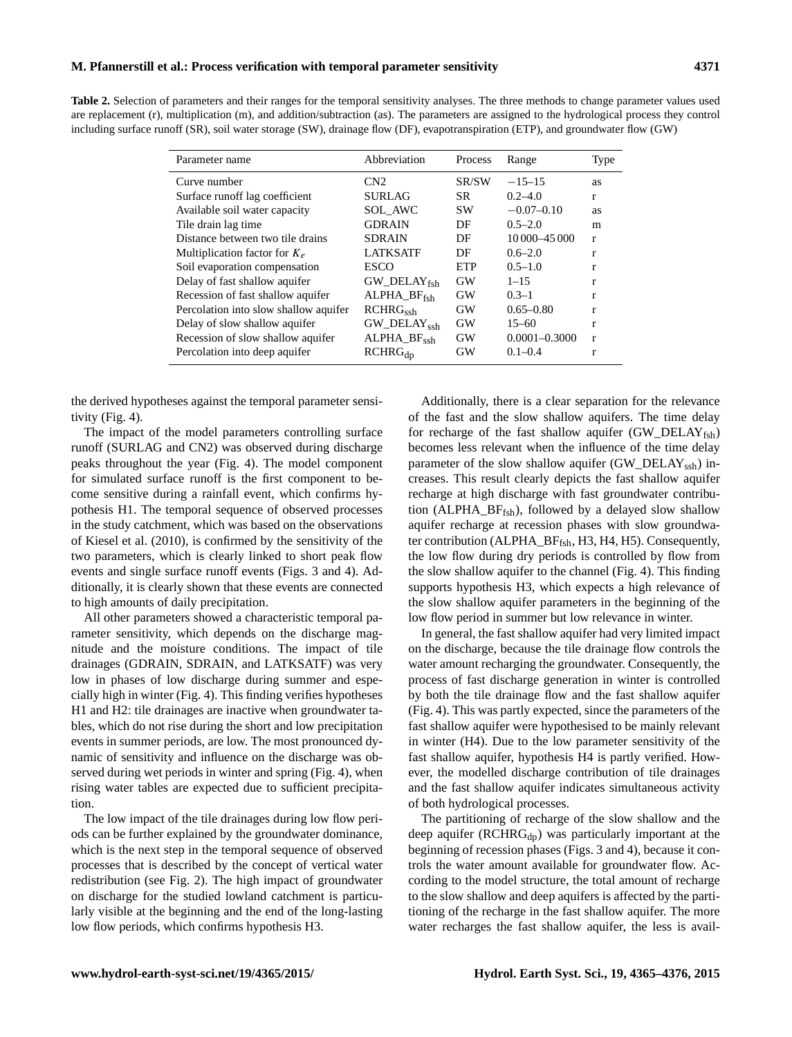**Table 2.** Selection of parameters and their ranges for the temporal sensitivity analyses. The three methods to change parameter values used are replacement (r), multiplication (m), and addition/subtraction (as). The parameters are assigned to the hydrological process they control including surface runoff (SR), soil water storage (SW), drainage flow (DF), evapotranspiration (ETP), and groundwater flow (GW)

| Parameter name | Abbreviation | Process | Range | Type |
|---|---|---|---|---|
| Curve number | CN2 | SR/SW | −15–15 | as |
| Surface runoff lag coefficient | SURLAG | SR | 0.2–4.0 | r |
| Available soil water capacity | SOL_AWC | SW | −0.07–0.10 | as |
| Tile drain lag time | GDRAIN | DF | 0.5–2.0 | m |
| Distance between two tile drains | SDRAIN | DF | 10 000–45 000 | r |
| Multiplication factor for $K_e$ | LATKSATF | DF | 0.6–2.0 | r |
| Soil evaporation compensation | ESCO | ETP | 0.5–1.0 | r |
| Delay of fast shallow aquifer | $GW\_DELAY_{fsh}$ | GW | 1–15 | r |
| Recession of fast shallow aquifer | $ALPHA\_BF_{fsh}$ | GW | 0.3–1 | r |
| Percolation into slow shallow aquifer | $RCHRG_{ssh}$ | GW | 0.65–0.80 | r |
| Delay of slow shallow aquifer | $GW\_DELAY_{ssh}$ | GW | 15–60 | r |
| Recession of slow shallow aquifer | $ALPHA\_BF_{ssh}$ | GW | 0.0001–0.3000 | r |
| Percolation into deep aquifer | $RCHRG_{dp}$ | GW | 0.1–0.4 | r |

the derived hypotheses against the temporal parameter sensitivity (Fig. 4).

The impact of the model parameters controlling surface runoff (SURLAG and CN2) was observed during discharge peaks throughout the year (Fig. 4). The model component for simulated surface runoff is the first component to become sensitive during a rainfall event, which confirms hypothesis H1. The temporal sequence of observed processes in the study catchment, which was based on the observations of Kiesel et al. (2010), is confirmed by the sensitivity of the two parameters, which is clearly linked to short peak flow events and single surface runoff events (Figs. 3 and 4). Additionally, it is clearly shown that these events are connected to high amounts of daily precipitation.

All other parameters showed a characteristic temporal parameter sensitivity, which depends on the discharge magnitude and the moisture conditions. The impact of tile drainages (GDRAIN, SDRAIN, and LATKSATF) was very low in phases of low discharge during summer and especially high in winter (Fig. 4). This finding verifies hypotheses H1 and H2: tile drainages are inactive when groundwater tables, which do not rise during the short and low precipitation events in summer periods, are low. The most pronounced dynamic of sensitivity and influence on the discharge was observed during wet periods in winter and spring (Fig. 4), when rising water tables are expected due to sufficient precipitation.

The low impact of the tile drainages during low flow periods can be further explained by the groundwater dominance, which is the next step in the temporal sequence of observed processes that is described by the concept of vertical water redistribution (see Fig. 2). The high impact of groundwater on discharge for the studied lowland catchment is particularly visible at the beginning and the end of the long-lasting low flow periods, which confirms hypothesis H3.

Additionally, there is a clear separation for the relevance of the fast and the slow shallow aquifers. The time delay for recharge of the fast shallow aquifer ($GW\_DELAY_{fsh}$) becomes less relevant when the influence of the time delay parameter of the slow shallow aquifer ($GW\_DELAY_{ssh}$) increases. This result clearly depicts the fast shallow aquifer recharge at high discharge with fast groundwater contribution ($ALPHA\_BF_{fsh}$), followed by a delayed slow shallow aquifer recharge at recession phases with slow groundwater contribution ($ALPHA\_BF_{fsh}$, H3, H4, H5). Consequently, the low flow during dry periods is controlled by flow from the slow shallow aquifer to the channel (Fig. 4). This finding supports hypothesis H3, which expects a high relevance of the slow shallow aquifer parameters in the beginning of the low flow period in summer but low relevance in winter.

In general, the fast shallow aquifer had very limited impact on the discharge, because the tile drainage flow controls the water amount recharging the groundwater. Consequently, the process of fast discharge generation in winter is controlled by both the tile drainage flow and the fast shallow aquifer (Fig. 4). This was partly expected, since the parameters of the fast shallow aquifer were hypothesised to be mainly relevant in winter (H4). Due to the low parameter sensitivity of the fast shallow aquifer, hypothesis H4 is partly verified. However, the modelled discharge contribution of tile drainages and the fast shallow aquifer indicates simultaneous activity of both hydrological processes.

The partitioning of recharge of the slow shallow and the deep aquifer ($RCHRG_{dp}$) was particularly important at the beginning of recession phases (Figs. 3 and 4), because it controls the water amount available for groundwater flow. According to the model structure, the total amount of recharge to the slow shallow and deep aquifers is affected by the partitioning of the recharge in the fast shallow aquifer. The more water recharges the fast shallow aquifer, the less is avail-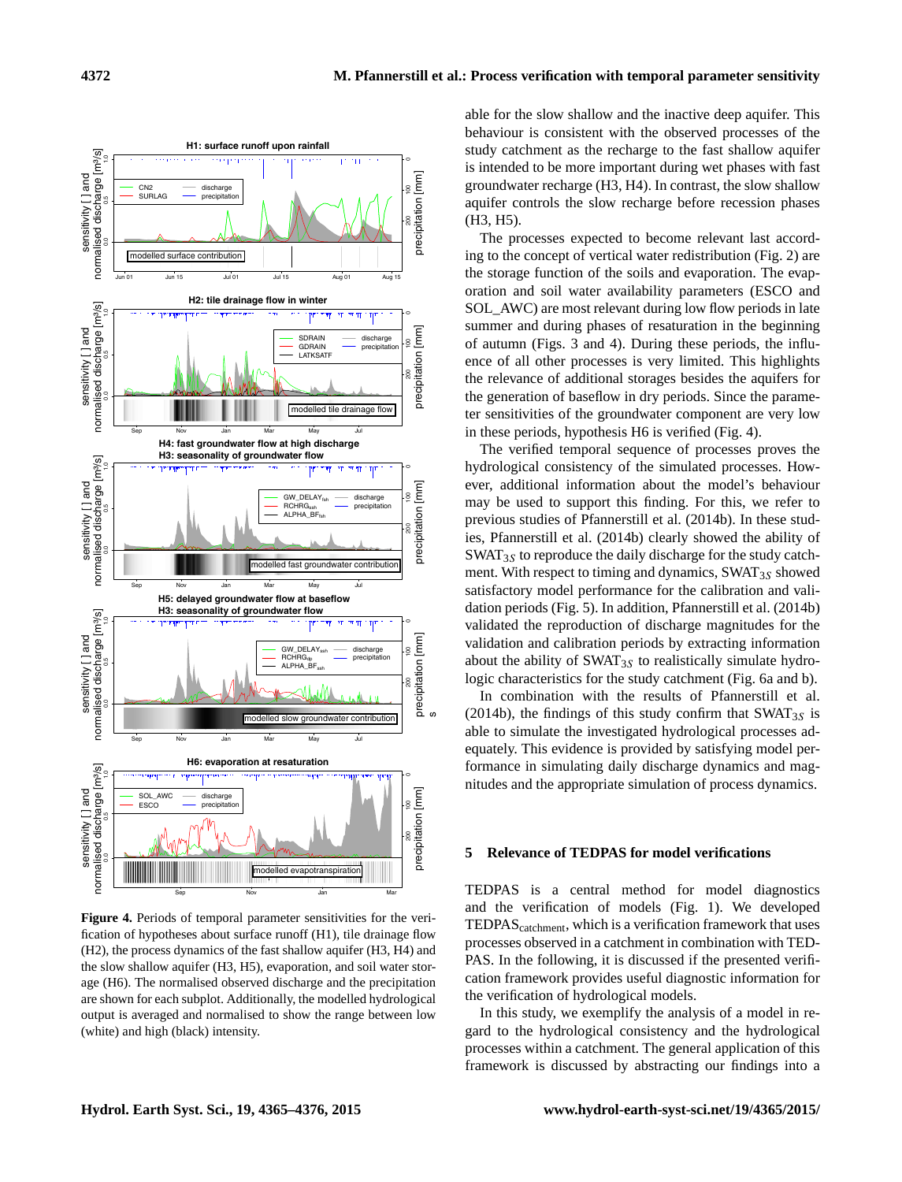Figure 4. Periods of temporal parameter sensitivities for the verification of hypotheses about surface runoff (H1), tile drainage flow (H2), the process dynamics of the fast shallow aquifer (H3, H4) and the slow shallow aquifer (H3, H5), evaporation, and soil water storage (H6). The normalised observed discharge and the precipitation are shown for each subplot. Additionally, the modelled hydrological output is averaged and normalised to show the range between low (white) and high (black) intensity.

able for the slow shallow and the inactive deep aquifer. This behaviour is consistent with the observed processes of the study catchment as the recharge to the fast shallow aquifer is intended to be more important during wet phases with fast groundwater recharge (H3, H4). In contrast, the slow shallow aquifer controls the slow recharge before recession phases (H3, H5).

The processes expected to become relevant last according to the concept of vertical water redistribution (Fig. 2) are the storage function of the soils and evaporation. The evaporation and soil water availability parameters (ESCO and SOL_AWC) are most relevant during low flow periods in late summer and during phases of resaturation in the beginning of autumn (Figs. 3 and 4). During these periods, the influence of all other processes is very limited. This highlights the relevance of additional storages besides the aquifers for the generation of baseflow in dry periods. Since the parameter sensitivities of the groundwater component are very low in these periods, hypothesis H6 is verified (Fig. 4).

The verified temporal sequence of processes proves the hydrological consistency of the simulated processes. However, additional information about the model's behaviour may be used to support this finding. For this, we refer to previous studies of Pfannerstill et al. (2014b). In these studies, Pfannerstill et al. (2014b) clearly showed the ability of $SWAT_{3S}$ to reproduce the daily discharge for the study catchment. With respect to timing and dynamics, $SWAT_{3S}$ showed satisfactory model performance for the calibration and validation periods (Fig. 5). In addition, Pfannerstill et al. (2014b) validated the reproduction of discharge magnitudes for the validation and calibration periods by extracting information about the ability of $SWAT_{3S}$ to realistically simulate hydrologic characteristics for the study catchment (Fig. 6a and b).

In combination with the results of Pfannerstill et al. (2014b), the findings of this study confirm that $SWAT_{3S}$ is able to simulate the investigated hydrological processes adequately. This evidence is provided by satisfying model performance in simulating daily discharge dynamics and magnitudes and the appropriate simulation of process dynamics.

## 5 Relevance of TEDPAS for model verifications

TEDPAS is a central method for model diagnostics and the verification of models (Fig. 1). We developed $TEDPAS_{catchment}$, which is a verification framework that uses processes observed in a catchment in combination with TEDPAS. In the following, it is discussed if the presented verification framework provides useful diagnostic information for the verification of hydrological models.

In this study, we exemplify the analysis of a model in regard to the hydrological consistency and the hydrological processes within a catchment. The general application of this framework is discussed by abstracting our findings into a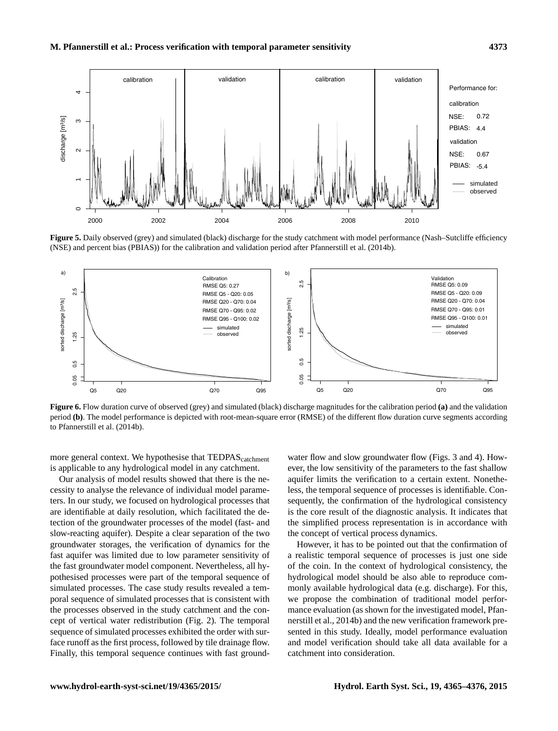**Figure 5.** Daily observed (grey) and simulated (black) discharge for the study catchment with model performance (Nash–Sutcliffe efficiency (NSE) and percent bias (PBIAS)) for the calibration and validation period after Pfannerstill et al. (2014b).

**Figure 6.** Flow duration curve of observed (grey) and simulated (black) discharge magnitudes for the calibration period **(a)** and the validation period **(b)**. The model performance is depicted with root-mean-square error (RMSE) of the different flow duration curve segments according to Pfannerstill et al. (2014b).

more general context. We hypothesise that $\text{TEDPAS}_{\text{catchment}}$ is applicable to any hydrological model in any catchment.

Our analysis of model results showed that there is the necessity to analyse the relevance of individual model parameters. In our study, we focused on hydrological processes that are identifiable at daily resolution, which facilitated the detection of the groundwater processes of the model (fast- and slow-reacting aquifer). Despite a clear separation of the two groundwater storages, the verification of dynamics for the fast aquifer was limited due to low parameter sensitivity of the fast groundwater model component. Nevertheless, all hypothesised processes were part of the temporal sequence of simulated processes. The case study results revealed a temporal sequence of simulated processes that is consistent with the processes observed in the study catchment and the concept of vertical water redistribution (Fig. 2). The temporal sequence of simulated processes exhibited the order with surface runoff as the first process, followed by tile drainage flow. Finally, this temporal sequence continues with fast groundwater flow and slow groundwater flow (Figs. 3 and 4). However, the low sensitivity of the parameters to the fast shallow aquifer limits the verification to a certain extent. Nonetheless, the temporal sequence of processes is identifiable. Consequently, the confirmation of the hydrological consistency is the core result of the diagnostic analysis. It indicates that the simplified process representation is in accordance with the concept of vertical process dynamics.

However, it has to be pointed out that the confirmation of a realistic temporal sequence of processes is just one side of the coin. In the context of hydrological consistency, the hydrological model should be also able to reproduce commonly available hydrological data (e.g. discharge). For this, we propose the combination of traditional model performance evaluation (as shown for the investigated model, Pfannerstill et al., 2014b) and the new verification framework presented in this study. Ideally, model performance evaluation and model verification should take all data available for a catchment into consideration.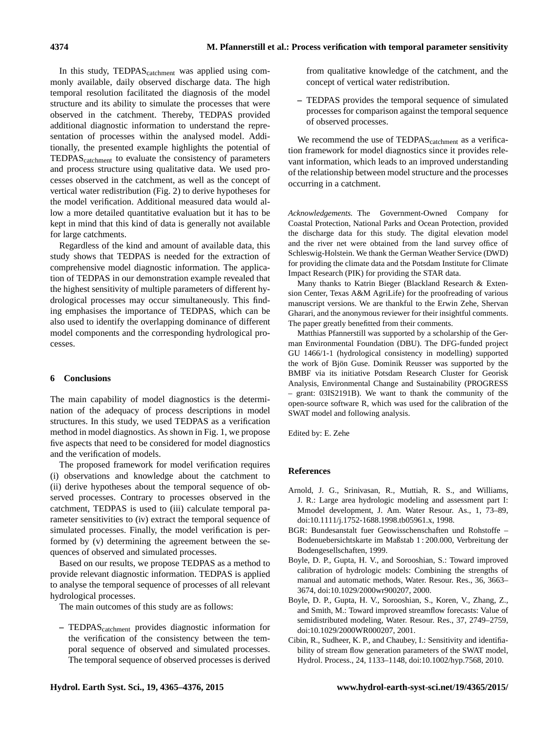In this study, $TEDPAS_{catchment}$ was applied using commonly available, daily observed discharge data. The high temporal resolution facilitated the diagnosis of the model structure and its ability to simulate the processes that were observed in the catchment. Thereby, TEDPAS provided additional diagnostic information to understand the representation of processes within the analysed model. Additionally, the presented example highlights the potential of $TEDPAS_{catchment}$ to evaluate the consistency of parameters and process structure using qualitative data. We used processes observed in the catchment, as well as the concept of vertical water redistribution (Fig. 2) to derive hypotheses for the model verification. Additional measured data would allow a more detailed quantitative evaluation but it has to be kept in mind that this kind of data is generally not available for large catchments.

Regardless of the kind and amount of available data, this study shows that TEDPAS is needed for the extraction of comprehensive model diagnostic information. The application of TEDPAS in our demonstration example revealed that the highest sensitivity of multiple parameters of different hydrological processes may occur simultaneously. This finding emphasises the importance of TEDPAS, which can be also used to identify the overlapping dominance of different model components and the corresponding hydrological processes.

## 6 Conclusions

The main capability of model diagnostics is the determination of the adequacy of process descriptions in model structures. In this study, we used TEDPAS as a verification method in model diagnostics. As shown in Fig. 1, we propose five aspects that need to be considered for model diagnostics and the verification of models.

The proposed framework for model verification requires (i) observations and knowledge about the catchment to (ii) derive hypotheses about the temporal sequence of observed processes. Contrary to processes observed in the catchment, TEDPAS is used to (iii) calculate temporal parameter sensitivities to (iv) extract the temporal sequence of simulated processes. Finally, the model verification is performed by (v) determining the agreement between the sequences of observed and simulated processes.

Based on our results, we propose TEDPAS as a method to provide relevant diagnostic information. TEDPAS is applied to analyse the temporal sequence of processes of all relevant hydrological processes.

The main outcomes of this study are as follows:

– $TEDPAS_{catchment}$ provides diagnostic information for the verification of the consistency between the temporal sequence of observed and simulated processes. The temporal sequence of observed processes is derived from qualitative knowledge of the catchment, and the concept of vertical water redistribution.

– TEDPAS provides the temporal sequence of simulated processes for comparison against the temporal sequence of observed processes.

We recommend the use of $TEDPAS_{catchment}$ as a verification framework for model diagnostics since it provides relevant information, which leads to an improved understanding of the relationship between model structure and the processes occurring in a catchment.

*Acknowledgements.* The Government-Owned Company for Coastal Protection, National Parks and Ocean Protection, provided the discharge data for this study. The digital elevation model and the river net were obtained from the land survey office of Schleswig-Holstein. We thank the German Weather Service (DWD) for providing the climate data and the Potsdam Institute for Climate Impact Research (PIK) for providing the STAR data.

Many thanks to Katrin Bieger (Blackland Research & Extension Center, Texas A&M AgriLife) for the proofreading of various manuscript versions. We are thankful to the Erwin Zehe, Shervan Gharari, and the anonymous reviewer for their insightful comments. The paper greatly benefitted from their comments.

Matthias Pfannerstill was supported by a scholarship of the German Environmental Foundation (DBU). The DFG-funded project GU 1466/1-1 (hydrological consistency in modelling) supported the work of Bjön Guse. Dominik Reusser was supported by the BMBF via its initiative Potsdam Research Cluster for Georisk Analysis, Environmental Change and Sustainability (PROGRESS – grant: 03IS2191B). We want to thank the community of the open-source software R, which was used for the calibration of the SWAT model and following analysis.

Edited by: E. Zehe

## References

Arnold, J. G., Srinivasan, R., Muttiah, R. S., and Williams, J. R.: Large area hydrologic modeling and assessment part I: Mmodel development, J. Am. Water Resour. As., 1, 73–89, doi:10.1111/j.1752-1688.1998.tb05961.x, 1998.

BGR: Bundesanstalt fuer Geowisschenschaften und Rohstoffe – Bodenuebersichtskarte im Maßstab 1 : 200.000, Verbreitung der Bodengesellschaften, 1999.

Boyle, D. P., Gupta, H. V., and Sorooshian, S.: Toward improved calibration of hydrologic models: Combining the strengths of manual and automatic methods, Water. Resour. Res., 36, 3663–3674, doi:10.1029/2000wr900207, 2000.

Boyle, D. P., Gupta, H. V., Sorooshian, S., Koren, V., Zhang, Z., and Smith, M.: Toward improved streamflow forecasts: Value of semidistributed modeling, Water. Resour. Res., 37, 2749–2759, doi:10.1029/2000WR000207, 2001.

Cibin, R., Sudheer, K. P., and Chaubey, I.: Sensitivity and identifiability of stream flow generation parameters of the SWAT model, Hydrol. Process., 24, 1133–1148, doi:10.1002/hyp.7568, 2010.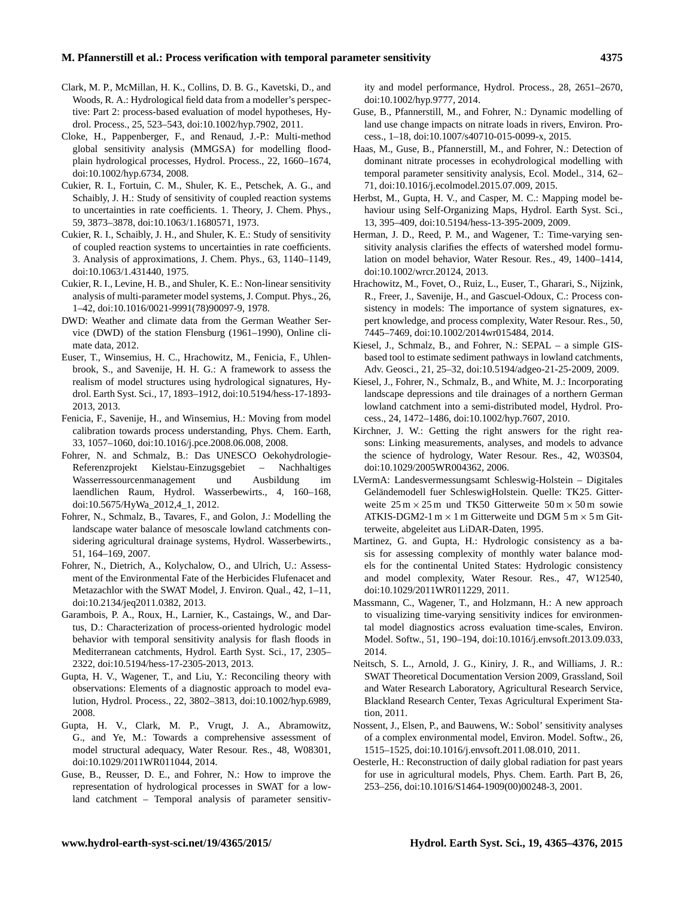Clark, M. P., McMillan, H. K., Collins, D. B. G., Kavetski, D., and Woods, R. A.: Hydrological field data from a modeller's perspective: Part 2: process-based evaluation of model hypotheses, Hydrol. Process., 25, 523–543, doi:10.1002/hyp.7902, 2011.

Cloke, H., Pappenberger, F., and Renaud, J.-P.: Multi-method global sensitivity analysis (MMGSA) for modelling floodplain hydrological processes, Hydrol. Process., 22, 1660–1674, doi:10.1002/hyp.6734, 2008.

Cukier, R. I., Fortuin, C. M., Shuler, K. E., Petschek, A. G., and Schaibly, J. H.: Study of sensitivity of coupled reaction systems to uncertainties in rate coefficients. 1. Theory, J. Chem. Phys., 59, 3873–3878, doi:10.1063/1.1680571, 1973.

Cukier, R. I., Schaibly, J. H., and Shuler, K. E.: Study of sensitivity of coupled reaction systems to uncertainties in rate coefficients. 3. Analysis of approximations, J. Chem. Phys., 63, 1140–1149, doi:10.1063/1.431440, 1975.

Cukier, R. I., Levine, H. B., and Shuler, K. E.: Non-linear sensitivity analysis of multi-parameter model systems, J. Comput. Phys., 26, 1–42, doi:10.1016/0021-9991(78)90097-9, 1978.

DWD: Weather and climate data from the German Weather Service (DWD) of the station Flensburg (1961–1990), Online climate data, 2012.

Euser, T., Winsemius, H. C., Hrachowitz, M., Fenicia, F., Uhlenbrook, S., and Savenije, H. H. G.: A framework to assess the realism of model structures using hydrological signatures, Hydrol. Earth Syst. Sci., 17, 1893–1912, doi:10.5194/hess-17-1893-2013, 2013.

Fenicia, F., Savenije, H., and Winsemius, H.: Moving from model calibration towards process understanding, Phys. Chem. Earth, 33, 1057–1060, doi:10.1016/j.pce.2008.06.008, 2008.

Fohrer, N. and Schmalz, B.: Das UNESCO Oekohydrologie-Referenzprojekt Kielstau-Einzugsgebiet – Nachhaltiges Wasserressourcenmanagement und Ausbildung im laendlichen Raum, Hydrol. Wasserbewirts., 4, 160–168, doi:10.5675/HyWa_2012,4_1, 2012.

Fohrer, N., Schmalz, B., Tavares, F., and Golon, J.: Modelling the landscape water balance of mesoscale lowland catchments considering agricultural drainage systems, Hydrol. Wasserbewirts., 51, 164–169, 2007.

Fohrer, N., Dietrich, A., Kolychalow, O., and Ulrich, U.: Assessment of the Environmental Fate of the Herbicides Flufenacet and Metazachlor with the SWAT Model, J. Environ. Qual., 42, 1–11, doi:10.2134/jeq2011.0382, 2013.

Garambois, P. A., Roux, H., Larnier, K., Castaings, W., and Dartus, D.: Characterization of process-oriented hydrologic model behavior with temporal sensitivity analysis for flash floods in Mediterranean catchments, Hydrol. Earth Syst. Sci., 17, 2305–2322, doi:10.5194/hess-17-2305-2013, 2013.

Gupta, H. V., Wagener, T., and Liu, Y.: Reconciling theory with observations: Elements of a diagnostic approach to model evalution, Hydrol. Process., 22, 3802–3813, doi:10.1002/hyp.6989, 2008.

Gupta, H. V., Clark, M. P., Vrugt, J. A., Abramowitz, G., and Ye, M.: Towards a comprehensive assessment of model structural adequacy, Water Resour. Res., 48, W08301, doi:10.1029/2011WR011044, 2014.

Guse, B., Reusser, D. E., and Fohrer, N.: How to improve the representation of hydrological processes in SWAT for a lowland catchment – Temporal analysis of parameter sensitivity and model performance, Hydrol. Process., 28, 2651–2670, doi:10.1002/hyp.9777, 2014.

Guse, B., Pfannerstill, M., and Fohrer, N.: Dynamic modelling of land use change impacts on nitrate loads in rivers, Environ. Process., 1–18, doi:10.1007/s40710-015-0099-x, 2015.

Haas, M., Guse, B., Pfannerstill, M., and Fohrer, N.: Detection of dominant nitrate processes in ecohydrological modelling with temporal parameter sensitivity analysis, Ecol. Model., 314, 62–71, doi:10.1016/j.ecolmodel.2015.07.009, 2015.

Herbst, M., Gupta, H. V., and Casper, M. C.: Mapping model behaviour using Self-Organizing Maps, Hydrol. Earth Syst. Sci., 13, 395–409, doi:10.5194/hess-13-395-2009, 2009.

Herman, J. D., Reed, P. M., and Wagener, T.: Time-varying sensitivity analysis clarifies the effects of watershed model formulation on model behavior, Water Resour. Res., 49, 1400–1414, doi:10.1002/wrcr.20124, 2013.

Hrachowitz, M., Fovet, O., Ruiz, L., Euser, T., Gharari, S., Nijzink, R., Freer, J., Savenije, H., and Gascuel-Odoux, C.: Process consistency in models: The importance of system signatures, expert knowledge, and process complexity, Water Resour. Res., 50, 7445–7469, doi:10.1002/2014wr015484, 2014.

Kiesel, J., Schmalz, B., and Fohrer, N.: SEPAL – a simple GIS-based tool to estimate sediment pathways in lowland catchments, Adv. Geosci., 21, 25–32, doi:10.5194/adgeo-21-25-2009, 2009.

Kiesel, J., Fohrer, N., Schmalz, B., and White, M. J.: Incorporating landscape depressions and tile drainages of a northern German lowland catchment into a semi-distributed model, Hydrol. Process., 24, 1472–1486, doi:10.1002/hyp.7607, 2010.

Kirchner, J. W.: Getting the right answers for the right reasons: Linking measurements, analyses, and models to advance the science of hydrology, Water Resour. Res., 42, W03S04, doi:10.1029/2005WR004362, 2006.

LVermA: Landesvermessungsamt Schleswig-Holstein – Digitales Geländemodell fuer SchleswigHolstein. Quelle: TK25. Gitterweite 25 m × 25 m und TK50 Gitterweite 50 m × 50 m sowie ATKIS-DGM2-1 m × 1 m Gitterweite und DGM 5 m × 5 m Gitterweite, abgeleitet aus LiDAR-Daten, 1995.

Martinez, G. and Gupta, H.: Hydrologic consistency as a basis for assessing complexity of monthly water balance models for the continental United States: Hydrologic consistency and model complexity, Water Resour. Res., 47, W12540, doi:10.1029/2011WR011229, 2011.

Massmann, C., Wagener, T., and Holzmann, H.: A new approach to visualizing time-varying sensitivity indices for environmental model diagnostics across evaluation time-scales, Environ. Model. Softw., 51, 190–194, doi:10.1016/j.envsoft.2013.09.033, 2014.

Neitsch, S. L., Arnold, J. G., Kiniry, J. R., and Williams, J. R.: SWAT Theoretical Documentation Version 2009, Grassland, Soil and Water Research Laboratory, Agricultural Research Service, Blackland Research Center, Texas Agricultural Experiment Station, 2011.

Nossent, J., Elsen, P., and Bauwens, W.: Sobol' sensitivity analyses of a complex environmental model, Environ. Model. Softw., 26, 1515–1525, doi:10.1016/j.envsoft.2011.08.010, 2011.

Oesterle, H.: Reconstruction of daily global radiation for past years for use in agricultural models, Phys. Chem. Earth. Part B, 26, 253–256, doi:10.1016/S1464-1909(00)00248-3, 2001.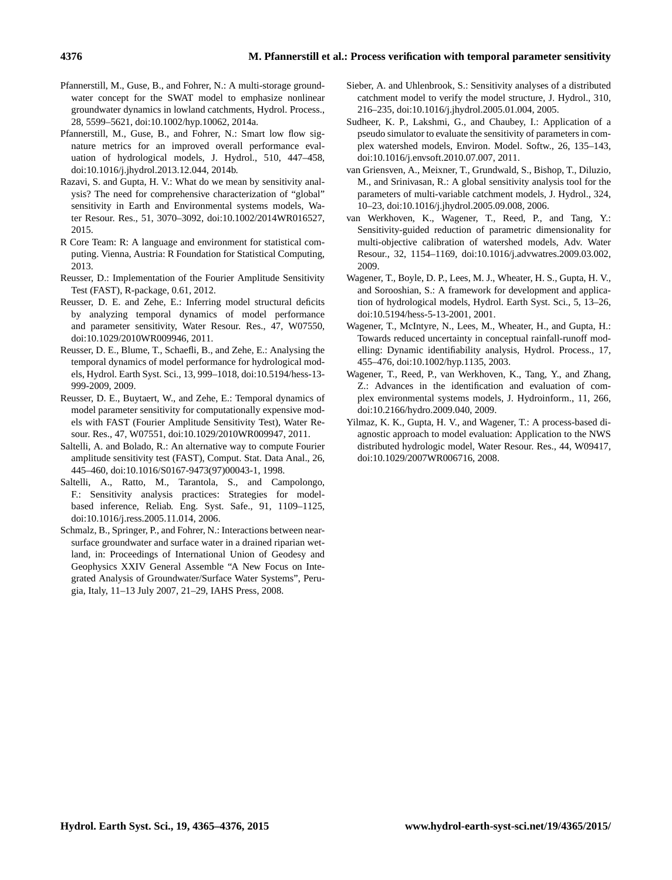Pfannerstill, M., Guse, B., and Fohrer, N.: A multi-storage groundwater concept for the SWAT model to emphasize nonlinear groundwater dynamics in lowland catchments, Hydrol. Process., 28, 5599–5621, doi:10.1002/hyp.10062, 2014a.

Pfannerstill, M., Guse, B., and Fohrer, N.: Smart low flow signature metrics for an improved overall performance evaluation of hydrological models, J. Hydrol., 510, 447–458, doi:10.1016/j.jhydrol.2013.12.044, 2014b.

Razavi, S. and Gupta, H. V.: What do we mean by sensitivity analysis? The need for comprehensive characterization of "global" sensitivity in Earth and Environmental systems models, Water Resour. Res., 51, 3070–3092, doi:10.1002/2014WR016527, 2015.

R Core Team: R: A language and environment for statistical computing. Vienna, Austria: R Foundation for Statistical Computing, 2013.

Reusser, D.: Implementation of the Fourier Amplitude Sensitivity Test (FAST), R-package, 0.61, 2012.

Reusser, D. E. and Zehe, E.: Inferring model structural deficits by analyzing temporal dynamics of model performance and parameter sensitivity, Water Resour. Res., 47, W07550, doi:10.1029/2010WR009946, 2011.

Reusser, D. E., Blume, T., Schaefli, B., and Zehe, E.: Analysing the temporal dynamics of model performance for hydrological models, Hydrol. Earth Syst. Sci., 13, 999–1018, doi:10.5194/hess-13-999-2009, 2009.

Reusser, D. E., Buytaert, W., and Zehe, E.: Temporal dynamics of model parameter sensitivity for computationally expensive models with FAST (Fourier Amplitude Sensitivity Test), Water Resour. Res., 47, W07551, doi:10.1029/2010WR009947, 2011.

Saltelli, A. and Bolado, R.: An alternative way to compute Fourier amplitude sensitivity test (FAST), Comput. Stat. Data Anal., 26, 445–460, doi:10.1016/S0167-9473(97)00043-1, 1998.

Saltelli, A., Ratto, M., Tarantola, S., and Campolongo, F.: Sensitivity analysis practices: Strategies for model-based inference, Reliab. Eng. Syst. Safe., 91, 1109–1125, doi:10.1016/j.ress.2005.11.014, 2006.

Schmalz, B., Springer, P., and Fohrer, N.: Interactions between near-surface groundwater and surface water in a drained riparian wetland, in: Proceedings of International Union of Geodesy and Geophysics XXIV General Assemble "A New Focus on Integrated Analysis of Groundwater/Surface Water Systems", Perugia, Italy, 11–13 July 2007, 21–29, IAHS Press, 2008.

Sieber, A. and Uhlenbrook, S.: Sensitivity analyses of a distributed catchment model to verify the model structure, J. Hydrol., 310, 216–235, doi:10.1016/j.jhydrol.2005.01.004, 2005.

Sudheer, K. P., Lakshmi, G., and Chaubey, I.: Application of a pseudo simulator to evaluate the sensitivity of parameters in complex watershed models, Environ. Model. Softw., 26, 135–143, doi:10.1016/j.envsoft.2010.07.007, 2011.

van Griensven, A., Meixner, T., Grundwald, S., Bishop, T., Diluzio, M., and Srinivasan, R.: A global sensitivity analysis tool for the parameters of multi-variable catchment models, J. Hydrol., 324, 10–23, doi:10.1016/j.jhydrol.2005.09.008, 2006.

van Werkhoven, K., Wagener, T., Reed, P., and Tang, Y.: Sensitivity-guided reduction of parametric dimensionality for multi-objective calibration of watershed models, Adv. Water Resour., 32, 1154–1169, doi:10.1016/j.advwatres.2009.03.002, 2009.

Wagener, T., Boyle, D. P., Lees, M. J., Wheater, H. S., Gupta, H. V., and Sorooshian, S.: A framework for development and application of hydrological models, Hydrol. Earth Syst. Sci., 5, 13–26, doi:10.5194/hess-5-13-2001, 2001.

Wagener, T., McIntyre, N., Lees, M., Wheater, H., and Gupta, H.: Towards reduced uncertainty in conceptual rainfall-runoff modelling: Dynamic identifiability analysis, Hydrol. Process., 17, 455–476, doi:10.1002/hyp.1135, 2003.

Wagener, T., Reed, P., van Werkhoven, K., Tang, Y., and Zhang, Z.: Advances in the identification and evaluation of complex environmental systems models, J. Hydroinform., 11, 266, doi:10.2166/hydro.2009.040, 2009.

Yilmaz, K. K., Gupta, H. V., and Wagener, T.: A process-based diagnostic approach to model evaluation: Application to the NWS distributed hydrologic model, Water Resour. Res., 44, W09417, doi:10.1029/2007WR006716, 2008.